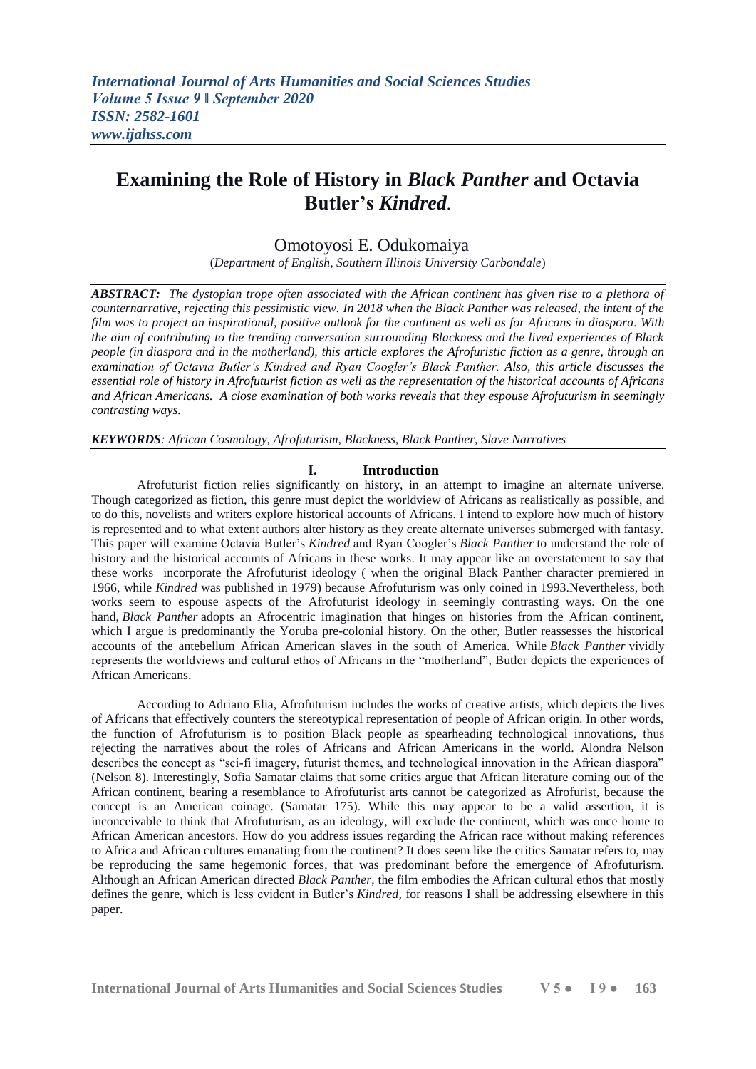# Examining the Role of History in *Black Panther* and Octavia Butler's *Kindred*.

Omotoyosi E. Odukomaiya

(*Department of English, Southern Illinois University Carbondale*)

***ABSTRACT:*** *The dystopian trope often associated with the African continent has given rise to a plethora of counternarrative, rejecting this pessimistic view. In 2018 when the Black Panther was released, the intent of the film was to project an inspirational, positive outlook for the continent as well as for Africans in diaspora. With the aim of contributing to the trending conversation surrounding Blackness and the lived experiences of Black people (in diaspora and in the motherland), this article explores the Afrofuristic fiction as a genre, through an examination of Octavia Butler's Kindred and Ryan Coogler's Black Panther. Also, this article discusses the essential role of history in Afrofuturist fiction as well as the representation of the historical accounts of Africans and African Americans. A close examination of both works reveals that they espouse Afrofuturism in seemingly contrasting ways.*

***KEYWORDS****: African Cosmology, Afrofuturism, Blackness, Black Panther, Slave Narratives*

## I. Introduction

Afrofuturist fiction relies significantly on history, in an attempt to imagine an alternate universe. Though categorized as fiction, this genre must depict the worldview of Africans as realistically as possible, and to do this, novelists and writers explore historical accounts of Africans. I intend to explore how much of history is represented and to what extent authors alter history as they create alternate universes submerged with fantasy. This paper will examine Octavia Butler's *Kindred* and Ryan Coogler's *Black Panther* to understand the role of history and the historical accounts of Africans in these works. It may appear like an overstatement to say that these works incorporate the Afrofuturist ideology ( when the original Black Panther character premiered in 1966, while *Kindred* was published in 1979) because Afrofuturism was only coined in 1993.Nevertheless, both works seem to espouse aspects of the Afrofuturist ideology in seemingly contrasting ways. On the one hand, *Black Panther* adopts an Afrocentric imagination that hinges on histories from the African continent, which I argue is predominantly the Yoruba pre-colonial history. On the other, Butler reassesses the historical accounts of the antebellum African American slaves in the south of America. While *Black Panther* vividly represents the worldviews and cultural ethos of Africans in the "motherland", Butler depicts the experiences of African Americans.

According to Adriano Elia, Afrofuturism includes the works of creative artists, which depicts the lives of Africans that effectively counters the stereotypical representation of people of African origin. In other words, the function of Afrofuturism is to position Black people as spearheading technological innovations, thus rejecting the narratives about the roles of Africans and African Americans in the world. Alondra Nelson describes the concept as "sci-fi imagery, futurist themes, and technological innovation in the African diaspora" (Nelson 8). Interestingly, Sofia Samatar claims that some critics argue that African literature coming out of the African continent, bearing a resemblance to Afrofuturist arts cannot be categorized as Afrofurist, because the concept is an American coinage. (Samatar 175). While this may appear to be a valid assertion, it is inconceivable to think that Afrofuturism, as an ideology, will exclude the continent, which was once home to African American ancestors. How do you address issues regarding the African race without making references to Africa and African cultures emanating from the continent? It does seem like the critics Samatar refers to, may be reproducing the same hegemonic forces, that was predominant before the emergence of Afrofuturism. Although an African American directed *Black Panther*, the film embodies the African cultural ethos that mostly defines the genre, which is less evident in Butler's *Kindred,* for reasons I shall be addressing elsewhere in this paper.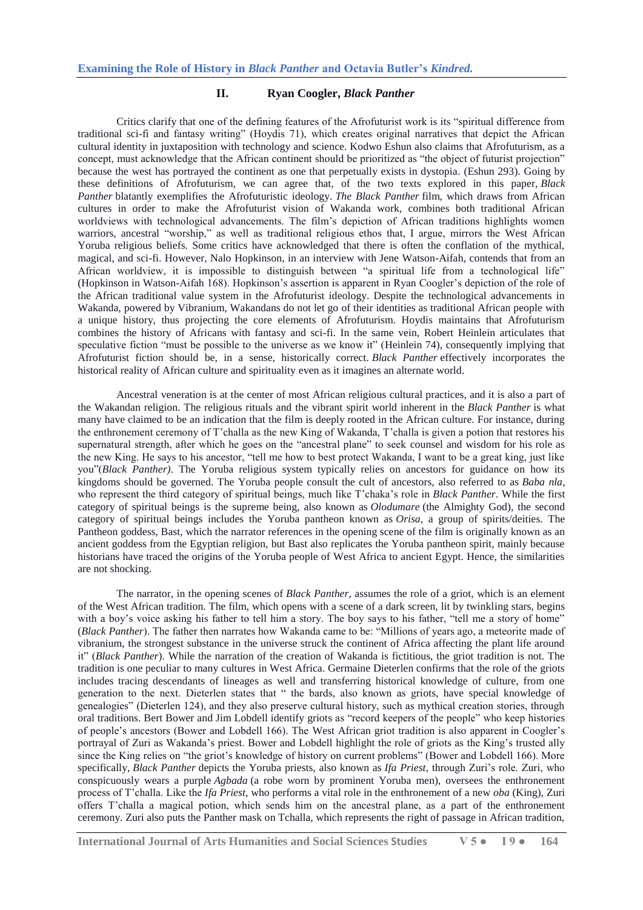## II. Ryan Coogler, *Black Panther*

Critics clarify that one of the defining features of the Afrofuturist work is its "spiritual difference from traditional sci-fi and fantasy writing" (Hoydis 71), which creates original narratives that depict the African cultural identity in juxtaposition with technology and science. Kodwo Eshun also claims that Afrofuturism, as a concept, must acknowledge that the African continent should be prioritized as "the object of futurist projection" because the west has portrayed the continent as one that perpetually exists in dystopia. (Eshun 293). Going by these definitions of Afrofuturism, we can agree that, of the two texts explored in this paper, *Black Panther* blatantly exemplifies the Afrofuturistic ideology. *The Black Panther* film, which draws from African cultures in order to make the Afrofuturist vision of Wakanda work, combines both traditional African worldviews with technological advancements. The film's depiction of African traditions highlights women warriors, ancestral "worship," as well as traditional religious ethos that, I argue, mirrors the West African Yoruba religious beliefs. Some critics have acknowledged that there is often the conflation of the mythical, magical, and sci-fi. However, Nalo Hopkinson, in an interview with Jene Watson-Aifah, contends that from an African worldview, it is impossible to distinguish between "a spiritual life from a technological life" (Hopkinson in Watson-Aifah 168). Hopkinson's assertion is apparent in Ryan Coogler's depiction of the role of the African traditional value system in the Afrofuturist ideology. Despite the technological advancements in Wakanda, powered by Vibranium, Wakandans do not let go of their identities as traditional African people with a unique history, thus projecting the core elements of Afrofuturism. Hoydis maintains that Afrofuturism combines the history of Africans with fantasy and sci-fi. In the same vein, Robert Heinlein articulates that speculative fiction "must be possible to the universe as we know it" (Heinlein 74), consequently implying that Afrofuturist fiction should be, in a sense, historically correct. *Black Panther* effectively incorporates the historical reality of African culture and spirituality even as it imagines an alternate world.

Ancestral veneration is at the center of most African religious cultural practices, and it is also a part of the Wakandan religion. The religious rituals and the vibrant spirit world inherent in the *Black Panther* is what many have claimed to be an indication that the film is deeply rooted in the African culture. For instance, during the enthronement ceremony of T'challa as the new King of Wakanda, T'challa is given a potion that restores his supernatural strength, after which he goes on the "ancestral plane" to seek counsel and wisdom for his role as the new King. He says to his ancestor, "tell me how to best protect Wakanda, I want to be a great king, just like you"(*Black Panther)*. The Yoruba religious system typically relies on ancestors for guidance on how its kingdoms should be governed. The Yoruba people consult the cult of ancestors, also referred to as *Baba nla*, who represent the third category of spiritual beings, much like T'chaka's role in *Black Panther*. While the first category of spiritual beings is the supreme being, also known as *Olodumare* (the Almighty God), the second category of spiritual beings includes the Yoruba pantheon known as *Orisa*, a group of spirits/deities. The Pantheon goddess, Bast, which the narrator references in the opening scene of the film is originally known as an ancient goddess from the Egyptian religion, but Bast also replicates the Yoruba pantheon spirit, mainly because historians have traced the origins of the Yoruba people of West Africa to ancient Egypt. Hence, the similarities are not shocking.

The narrator, in the opening scenes of *Black Panther*, assumes the role of a griot, which is an element of the West African tradition. The film, which opens with a scene of a dark screen, lit by twinkling stars, begins with a boy's voice asking his father to tell him a story. The boy says to his father, "tell me a story of home" (*Black Panther*). The father then narrates how Wakanda came to be: "Millions of years ago, a meteorite made of vibranium, the strongest substance in the universe struck the continent of Africa affecting the plant life around it" (*Black Panther*). While the narration of the creation of Wakanda is fictitious, the griot tradition is not. The tradition is one peculiar to many cultures in West Africa. Germaine Dieterlen confirms that the role of the griots includes tracing descendants of lineages as well and transferring historical knowledge of culture, from one generation to the next. Dieterlen states that " the bards, also known as griots, have special knowledge of genealogies" (Dieterlen 124), and they also preserve cultural history, such as mythical creation stories, through oral traditions. Bert Bower and Jim Lobdell identify griots as "record keepers of the people" who keep histories of people's ancestors (Bower and Lobdell 166). The West African griot tradition is also apparent in Coogler's portrayal of Zuri as Wakanda's priest. Bower and Lobdell highlight the role of griots as the King's trusted ally since the King relies on "the griot's knowledge of history on current problems" (Bower and Lobdell 166). More specifically, *Black Panther* depicts the Yoruba priests, also known as *Ifa Priest*, through Zuri's role. Zuri, who conspicuously wears a purple *Agbada* (a robe worn by prominent Yoruba men), oversees the enthronement process of T'challa. Like the *Ifa Priest*, who performs a vital role in the enthronement of a new *oba* (King), Zuri offers T'challa a magical potion, which sends him on the ancestral plane, as a part of the enthronement ceremony. Zuri also puts the Panther mask on Tchalla, which represents the right of passage in African tradition,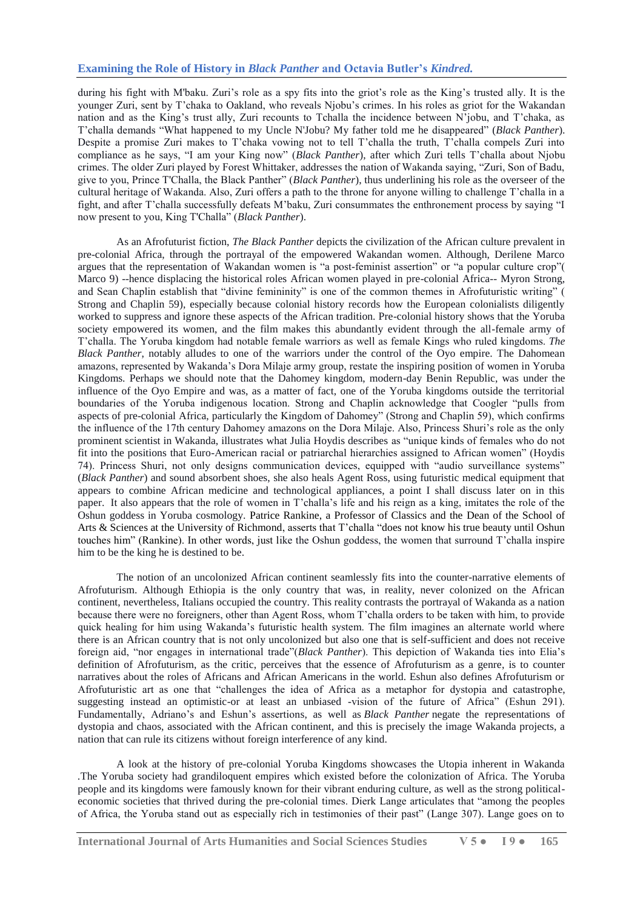during his fight with M'baku. Zuri's role as a spy fits into the griot's role as the King's trusted ally. It is the younger Zuri, sent by T'chaka to Oakland, who reveals Njobu's crimes. In his roles as griot for the Wakandan nation and as the King's trust ally, Zuri recounts to Tchalla the incidence between N'jobu, and T'chaka, as T'challa demands "What happened to my Uncle N'Jobu? My father told me he disappeared" (*Black Panther*). Despite a promise Zuri makes to T'chaka vowing not to tell T'challa the truth, T'challa compels Zuri into compliance as he says, "I am your King now" (*Black Panther*), after which Zuri tells T'challa about Njobu crimes. The older Zuri played by Forest Whittaker, addresses the nation of Wakanda saying, "Zuri, Son of Badu, give to you, Prince T'Challa, the Black Panther" (*Black Panther*), thus underlining his role as the overseer of the cultural heritage of Wakanda. Also, Zuri offers a path to the throne for anyone willing to challenge T'challa in a fight, and after T'challa successfully defeats M'baku, Zuri consummates the enthronement process by saying "I now present to you, King T'Challa" (*Black Panther*).

As an Afrofuturist fiction, *The Black Panther* depicts the civilization of the African culture prevalent in pre-colonial Africa, through the portrayal of the empowered Wakandan women. Although, Derilene Marco argues that the representation of Wakandan women is "a post-feminist assertion" or "a popular culture crop"( Marco 9) --hence displacing the historical roles African women played in pre-colonial Africa-- Myron Strong, and Sean Chaplin establish that "divine femininity" is one of the common themes in Afrofuturistic writing" ( Strong and Chaplin 59), especially because colonial history records how the European colonialists diligently worked to suppress and ignore these aspects of the African tradition. Pre-colonial history shows that the Yoruba society empowered its women, and the film makes this abundantly evident through the all-female army of T'challa. The Yoruba kingdom had notable female warriors as well as female Kings who ruled kingdoms. *The Black Panther*, notably alludes to one of the warriors under the control of the Oyo empire. The Dahomean amazons, represented by Wakanda's Dora Milaje army group, restate the inspiring position of women in Yoruba Kingdoms. Perhaps we should note that the Dahomey kingdom, modern-day Benin Republic, was under the influence of the Oyo Empire and was, as a matter of fact, one of the Yoruba kingdoms outside the territorial boundaries of the Yoruba indigenous location. Strong and Chaplin acknowledge that Coogler "pulls from aspects of pre-colonial Africa, particularly the Kingdom of Dahomey" (Strong and Chaplin 59), which confirms the influence of the 17th century Dahomey amazons on the Dora Milaje. Also, Princess Shuri's role as the only prominent scientist in Wakanda, illustrates what Julia Hoydis describes as "unique kinds of females who do not fit into the positions that Euro-American racial or patriarchal hierarchies assigned to African women" (Hoydis 74). Princess Shuri, not only designs communication devices, equipped with "audio surveillance systems" (*Black Panther*) and sound absorbent shoes, she also heals Agent Ross, using futuristic medical equipment that appears to combine African medicine and technological appliances, a point I shall discuss later on in this paper. It also appears that the role of women in T'challa's life and his reign as a king, imitates the role of the Oshun goddess in Yoruba cosmology. Patrice Rankine, a Professor of Classics and the Dean of the School of Arts & Sciences at the University of Richmond, asserts that T'challa "does not know his true beauty until Oshun touches him" (Rankine). In other words, just like the Oshun goddess, the women that surround T'challa inspire him to be the king he is destined to be.

The notion of an uncolonized African continent seamlessly fits into the counter-narrative elements of Afrofuturism. Although Ethiopia is the only country that was, in reality, never colonized on the African continent, nevertheless, Italians occupied the country. This reality contrasts the portrayal of Wakanda as a nation because there were no foreigners, other than Agent Ross, whom T'challa orders to be taken with him, to provide quick healing for him using Wakanda's futuristic health system. The film imagines an alternate world where there is an African country that is not only uncolonized but also one that is self-sufficient and does not receive foreign aid, "nor engages in international trade"(*Black Panther*). This depiction of Wakanda ties into Elia's definition of Afrofuturism, as the critic, perceives that the essence of Afrofuturism as a genre, is to counter narratives about the roles of Africans and African Americans in the world. Eshun also defines Afrofuturism or Afrofuturistic art as one that "challenges the idea of Africa as a metaphor for dystopia and catastrophe, suggesting instead an optimistic-or at least an unbiased -vision of the future of Africa" (Eshun 291). Fundamentally, Adriano's and Eshun's assertions, as well as *Black Panther* negate the representations of dystopia and chaos, associated with the African continent, and this is precisely the image Wakanda projects, a nation that can rule its citizens without foreign interference of any kind.

A look at the history of pre-colonial Yoruba Kingdoms showcases the Utopia inherent in Wakanda .The Yoruba society had grandiloquent empires which existed before the colonization of Africa. The Yoruba people and its kingdoms were famously known for their vibrant enduring culture, as well as the strong political-economic societies that thrived during the pre-colonial times. Dierk Lange articulates that "among the peoples of Africa, the Yoruba stand out as especially rich in testimonies of their past" (Lange 307). Lange goes on to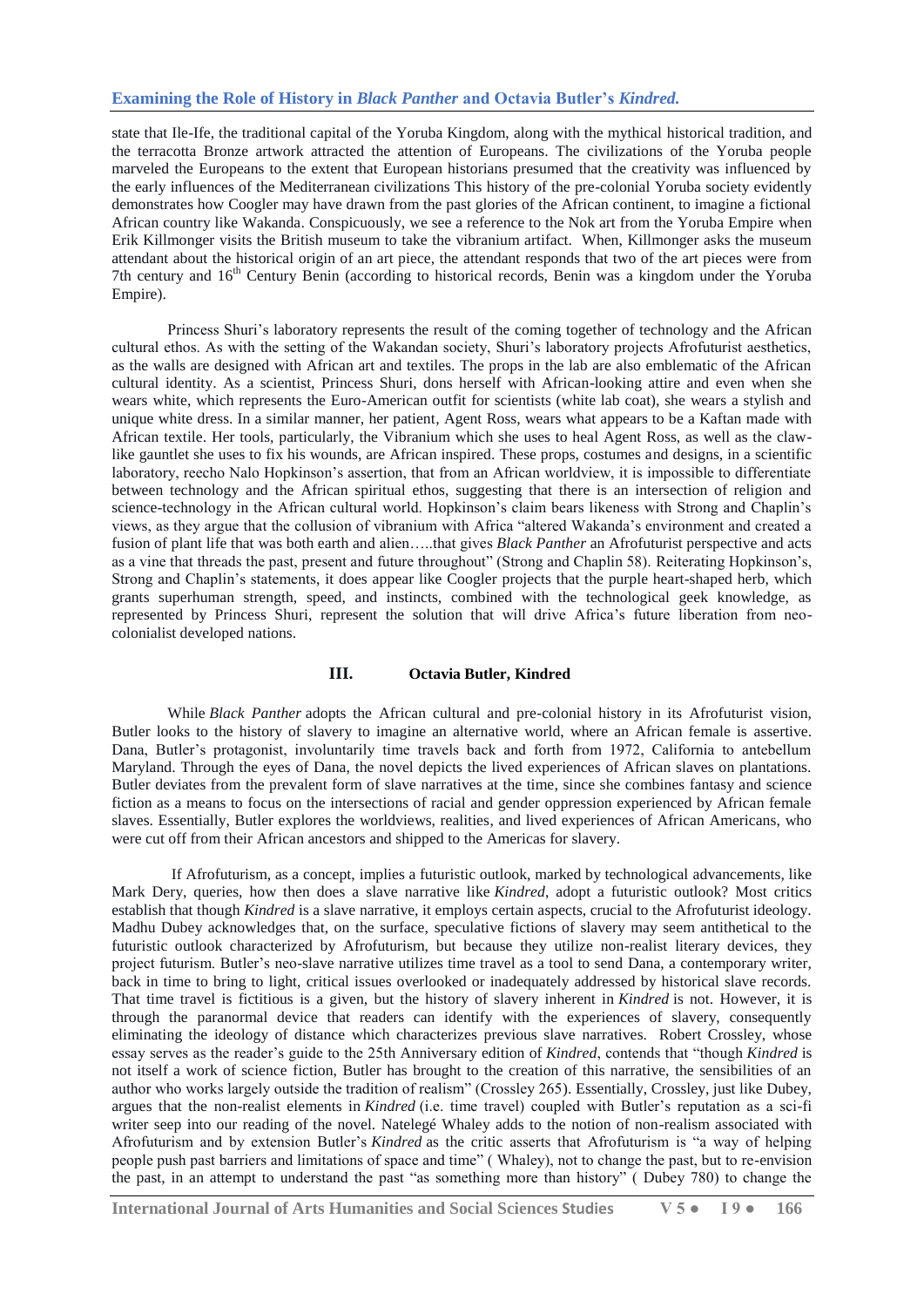state that Ile-Ife, the traditional capital of the Yoruba Kingdom, along with the mythical historical tradition, and the terracotta Bronze artwork attracted the attention of Europeans. The civilizations of the Yoruba people marveled the Europeans to the extent that European historians presumed that the creativity was influenced by the early influences of the Mediterranean civilizations This history of the pre-colonial Yoruba society evidently demonstrates how Coogler may have drawn from the past glories of the African continent, to imagine a fictional African country like Wakanda. Conspicuously, we see a reference to the Nok art from the Yoruba Empire when Erik Killmonger visits the British museum to take the vibranium artifact. When, Killmonger asks the museum attendant about the historical origin of an art piece, the attendant responds that two of the art pieces were from 7th century and 16th Century Benin (according to historical records, Benin was a kingdom under the Yoruba Empire).

Princess Shuri's laboratory represents the result of the coming together of technology and the African cultural ethos. As with the setting of the Wakandan society, Shuri's laboratory projects Afrofuturist aesthetics, as the walls are designed with African art and textiles. The props in the lab are also emblematic of the African cultural identity. As a scientist, Princess Shuri, dons herself with African-looking attire and even when she wears white, which represents the Euro-American outfit for scientists (white lab coat), she wears a stylish and unique white dress. In a similar manner, her patient, Agent Ross, wears what appears to be a Kaftan made with African textile. Her tools, particularly, the Vibranium which she uses to heal Agent Ross, as well as the claw-like gauntlet she uses to fix his wounds, are African inspired. These props, costumes and designs, in a scientific laboratory, reecho Nalo Hopkinson's assertion, that from an African worldview, it is impossible to differentiate between technology and the African spiritual ethos, suggesting that there is an intersection of religion and science-technology in the African cultural world. Hopkinson's claim bears likeness with Strong and Chaplin's views, as they argue that the collusion of vibranium with Africa "altered Wakanda's environment and created a fusion of plant life that was both earth and alien…..that gives *Black Panther* an Afrofuturist perspective and acts as a vine that threads the past, present and future throughout" (Strong and Chaplin 58). Reiterating Hopkinson's, Strong and Chaplin's statements, it does appear like Coogler projects that the purple heart-shaped herb, which grants superhuman strength, speed, and instincts, combined with the technological geek knowledge, as represented by Princess Shuri, represent the solution that will drive Africa's future liberation from neo-colonialist developed nations.

## III. Octavia Butler, Kindred

While *Black Panther* adopts the African cultural and pre-colonial history in its Afrofuturist vision, Butler looks to the history of slavery to imagine an alternative world, where an African female is assertive. Dana, Butler's protagonist, involuntarily time travels back and forth from 1972, California to antebellum Maryland. Through the eyes of Dana, the novel depicts the lived experiences of African slaves on plantations. Butler deviates from the prevalent form of slave narratives at the time, since she combines fantasy and science fiction as a means to focus on the intersections of racial and gender oppression experienced by African female slaves. Essentially, Butler explores the worldviews, realities, and lived experiences of African Americans, who were cut off from their African ancestors and shipped to the Americas for slavery.

If Afrofuturism, as a concept, implies a futuristic outlook, marked by technological advancements, like Mark Dery, queries, how then does a slave narrative like *Kindred*, adopt a futuristic outlook? Most critics establish that though *Kindred* is a slave narrative, it employs certain aspects, crucial to the Afrofuturist ideology. Madhu Dubey acknowledges that, on the surface, speculative fictions of slavery may seem antithetical to the futuristic outlook characterized by Afrofuturism, but because they utilize non-realist literary devices, they project futurism. Butler's neo-slave narrative utilizes time travel as a tool to send Dana, a contemporary writer, back in time to bring to light, critical issues overlooked or inadequately addressed by historical slave records. That time travel is fictitious is a given, but the history of slavery inherent in *Kindred* is not. However, it is through the paranormal device that readers can identify with the experiences of slavery, consequently eliminating the ideology of distance which characterizes previous slave narratives. Robert Crossley, whose essay serves as the reader's guide to the 25th Anniversary edition of *Kindred*, contends that "though *Kindred* is not itself a work of science fiction, Butler has brought to the creation of this narrative, the sensibilities of an author who works largely outside the tradition of realism" (Crossley 265). Essentially, Crossley, just like Dubey, argues that the non-realist elements in *Kindred* (i.e. time travel) coupled with Butler's reputation as a sci-fi writer seep into our reading of the novel. Natelegé Whaley adds to the notion of non-realism associated with Afrofuturism and by extension Butler's *Kindred* as the critic asserts that Afrofuturism is "a way of helping people push past barriers and limitations of space and time" ( Whaley), not to change the past, but to re-envision the past, in an attempt to understand the past "as something more than history" ( Dubey 780) to change the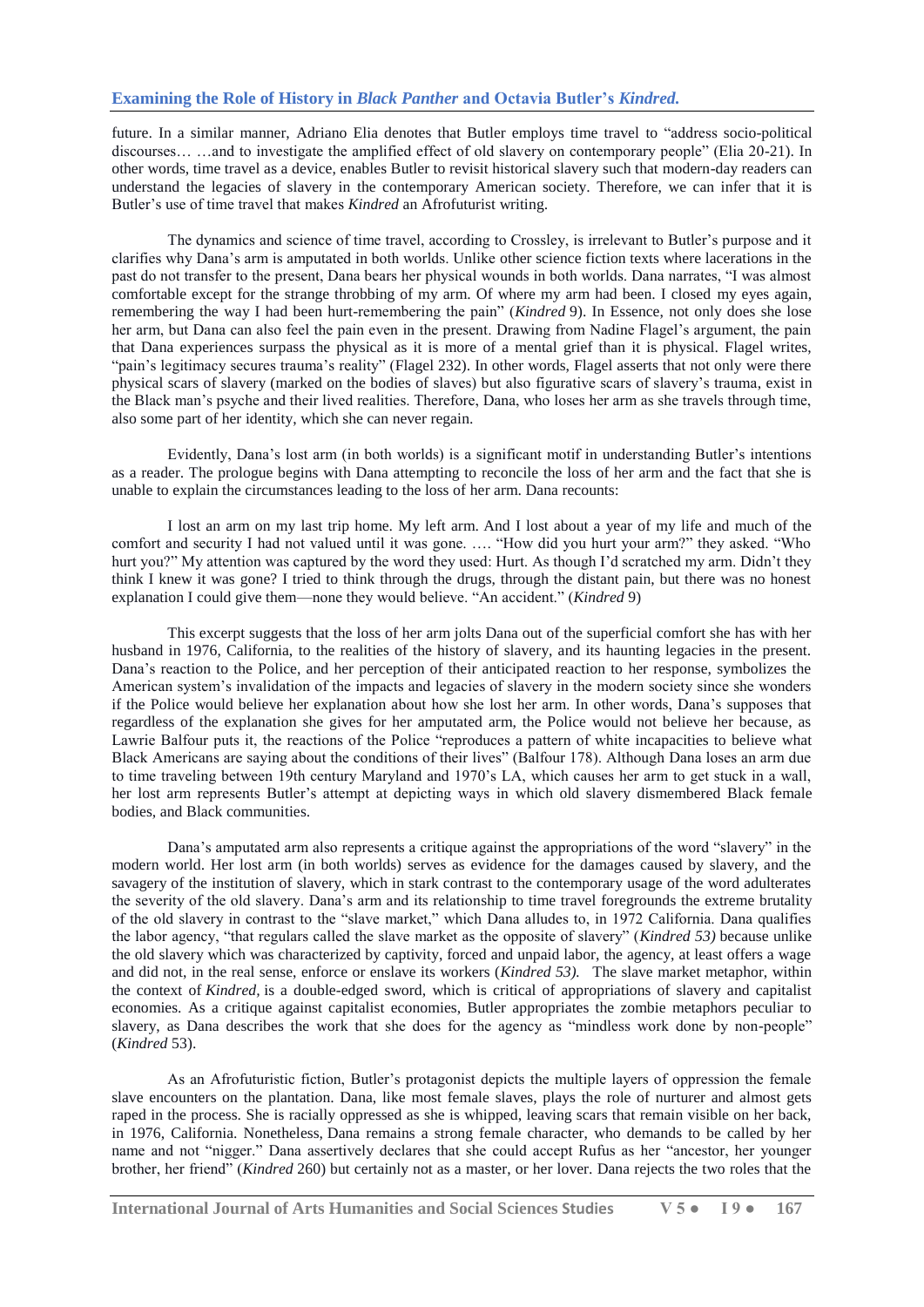future. In a similar manner, Adriano Elia denotes that Butler employs time travel to "address socio-political discourses… …and to investigate the amplified effect of old slavery on contemporary people" (Elia 20-21). In other words, time travel as a device, enables Butler to revisit historical slavery such that modern-day readers can understand the legacies of slavery in the contemporary American society. Therefore, we can infer that it is Butler's use of time travel that makes *Kindred* an Afrofuturist writing.

The dynamics and science of time travel, according to Crossley, is irrelevant to Butler's purpose and it clarifies why Dana's arm is amputated in both worlds. Unlike other science fiction texts where lacerations in the past do not transfer to the present, Dana bears her physical wounds in both worlds. Dana narrates, "I was almost comfortable except for the strange throbbing of my arm. Of where my arm had been. I closed my eyes again, remembering the way I had been hurt-remembering the pain" (*Kindred* 9). In Essence, not only does she lose her arm, but Dana can also feel the pain even in the present. Drawing from Nadine Flagel's argument, the pain that Dana experiences surpass the physical as it is more of a mental grief than it is physical. Flagel writes, "pain's legitimacy secures trauma's reality" (Flagel 232). In other words, Flagel asserts that not only were there physical scars of slavery (marked on the bodies of slaves) but also figurative scars of slavery's trauma, exist in the Black man's psyche and their lived realities. Therefore, Dana, who loses her arm as she travels through time, also some part of her identity, which she can never regain.

Evidently, Dana's lost arm (in both worlds) is a significant motif in understanding Butler's intentions as a reader. The prologue begins with Dana attempting to reconcile the loss of her arm and the fact that she is unable to explain the circumstances leading to the loss of her arm. Dana recounts:

I lost an arm on my last trip home. My left arm. And I lost about a year of my life and much of the comfort and security I had not valued until it was gone. …. "How did you hurt your arm?" they asked. "Who hurt you?" My attention was captured by the word they used: Hurt. As though I'd scratched my arm. Didn't they think I knew it was gone? I tried to think through the drugs, through the distant pain, but there was no honest explanation I could give them—none they would believe. "An accident." (*Kindred* 9)

This excerpt suggests that the loss of her arm jolts Dana out of the superficial comfort she has with her husband in 1976, California, to the realities of the history of slavery, and its haunting legacies in the present. Dana's reaction to the Police, and her perception of their anticipated reaction to her response, symbolizes the American system's invalidation of the impacts and legacies of slavery in the modern society since she wonders if the Police would believe her explanation about how she lost her arm. In other words, Dana's supposes that regardless of the explanation she gives for her amputated arm, the Police would not believe her because, as Lawrie Balfour puts it, the reactions of the Police "reproduces a pattern of white incapacities to believe what Black Americans are saying about the conditions of their lives" (Balfour 178). Although Dana loses an arm due to time traveling between 19th century Maryland and 1970's LA, which causes her arm to get stuck in a wall, her lost arm represents Butler's attempt at depicting ways in which old slavery dismembered Black female bodies, and Black communities.

Dana's amputated arm also represents a critique against the appropriations of the word "slavery" in the modern world. Her lost arm (in both worlds) serves as evidence for the damages caused by slavery, and the savagery of the institution of slavery, which in stark contrast to the contemporary usage of the word adulterates the severity of the old slavery. Dana's arm and its relationship to time travel foregrounds the extreme brutality of the old slavery in contrast to the "slave market," which Dana alludes to, in 1972 California. Dana qualifies the labor agency, "that regulars called the slave market as the opposite of slavery" (*Kindred 53)* because unlike the old slavery which was characterized by captivity, forced and unpaid labor, the agency, at least offers a wage and did not, in the real sense, enforce or enslave its workers (*Kindred 53).* The slave market metaphor, within the context of *Kindred,* is a double-edged sword, which is critical of appropriations of slavery and capitalist economies. As a critique against capitalist economies, Butler appropriates the zombie metaphors peculiar to slavery, as Dana describes the work that she does for the agency as "mindless work done by non-people" (*Kindred* 53).

As an Afrofuturistic fiction, Butler's protagonist depicts the multiple layers of oppression the female slave encounters on the plantation. Dana, like most female slaves, plays the role of nurturer and almost gets raped in the process. She is racially oppressed as she is whipped, leaving scars that remain visible on her back, in 1976, California. Nonetheless, Dana remains a strong female character, who demands to be called by her name and not "nigger." Dana assertively declares that she could accept Rufus as her "ancestor, her younger brother, her friend" (*Kindred* 260) but certainly not as a master, or her lover. Dana rejects the two roles that the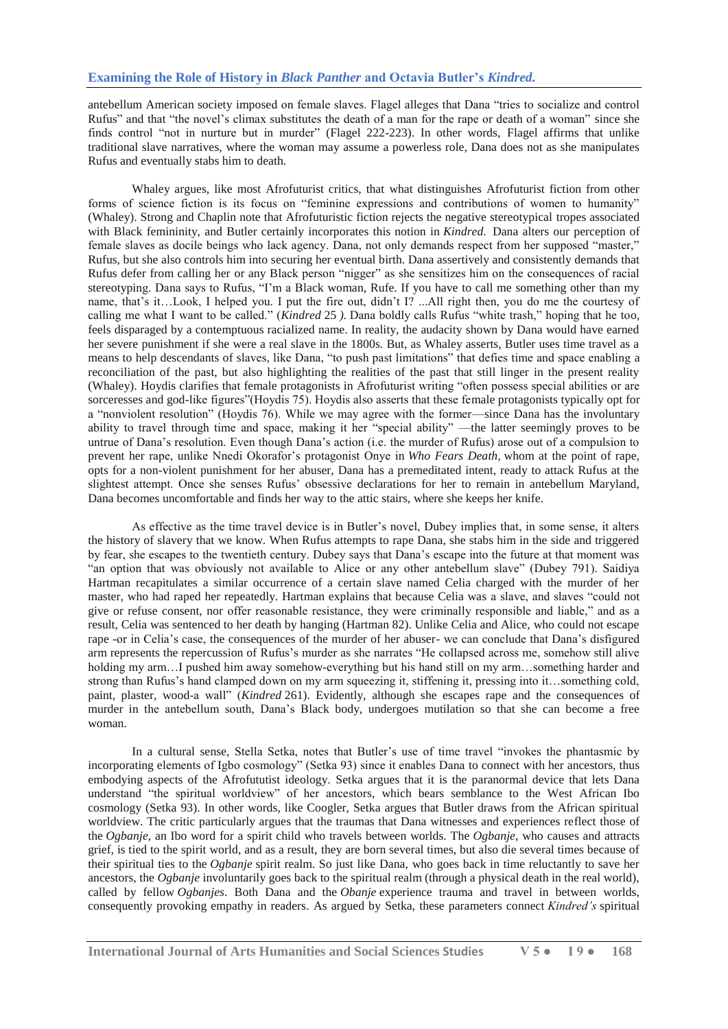antebellum American society imposed on female slaves. Flagel alleges that Dana "tries to socialize and control Rufus" and that "the novel's climax substitutes the death of a man for the rape or death of a woman" since she finds control "not in nurture but in murder" (Flagel 222-223). In other words, Flagel affirms that unlike traditional slave narratives, where the woman may assume a powerless role, Dana does not as she manipulates Rufus and eventually stabs him to death.

Whaley argues, like most Afrofuturist critics, that what distinguishes Afrofuturist fiction from other forms of science fiction is its focus on "feminine expressions and contributions of women to humanity" (Whaley). Strong and Chaplin note that Afrofuturistic fiction rejects the negative stereotypical tropes associated with Black femininity, and Butler certainly incorporates this notion in *Kindred.* Dana alters our perception of female slaves as docile beings who lack agency. Dana, not only demands respect from her supposed "master," Rufus, but she also controls him into securing her eventual birth. Dana assertively and consistently demands that Rufus defer from calling her or any Black person "nigger" as she sensitizes him on the consequences of racial stereotyping. Dana says to Rufus, "I'm a Black woman, Rufe. If you have to call me something other than my name, that's it…Look, I helped you. I put the fire out, didn't I? ...All right then, you do me the courtesy of calling me what I want to be called." (*Kindred* 25 *).* Dana boldly calls Rufus "white trash," hoping that he too, feels disparaged by a contemptuous racialized name. In reality, the audacity shown by Dana would have earned her severe punishment if she were a real slave in the 1800s. But, as Whaley asserts, Butler uses time travel as a means to help descendants of slaves, like Dana, "to push past limitations" that defies time and space enabling a reconciliation of the past, but also highlighting the realities of the past that still linger in the present reality (Whaley). Hoydis clarifies that female protagonists in Afrofuturist writing "often possess special abilities or are sorceresses and god-like figures"(Hoydis 75). Hoydis also asserts that these female protagonists typically opt for a "nonviolent resolution" (Hoydis 76). While we may agree with the former—since Dana has the involuntary ability to travel through time and space, making it her "special ability" —the latter seemingly proves to be untrue of Dana's resolution. Even though Dana's action (i.e. the murder of Rufus) arose out of a compulsion to prevent her rape, unlike Nnedi Okorafor's protagonist Onye in *Who Fears Death,* whom at the point of rape, opts for a non-violent punishment for her abuser, Dana has a premeditated intent, ready to attack Rufus at the slightest attempt. Once she senses Rufus' obsessive declarations for her to remain in antebellum Maryland, Dana becomes uncomfortable and finds her way to the attic stairs, where she keeps her knife.

As effective as the time travel device is in Butler's novel, Dubey implies that, in some sense, it alters the history of slavery that we know. When Rufus attempts to rape Dana, she stabs him in the side and triggered by fear, she escapes to the twentieth century. Dubey says that Dana's escape into the future at that moment was "an option that was obviously not available to Alice or any other antebellum slave" (Dubey 791). Saidiya Hartman recapitulates a similar occurrence of a certain slave named Celia charged with the murder of her master, who had raped her repeatedly. Hartman explains that because Celia was a slave, and slaves "could not give or refuse consent, nor offer reasonable resistance, they were criminally responsible and liable," and as a result, Celia was sentenced to her death by hanging (Hartman 82). Unlike Celia and Alice, who could not escape rape -or in Celia's case, the consequences of the murder of her abuser- we can conclude that Dana's disfigured arm represents the repercussion of Rufus's murder as she narrates "He collapsed across me, somehow still alive holding my arm…I pushed him away somehow-everything but his hand still on my arm…something harder and strong than Rufus's hand clamped down on my arm squeezing it, stiffening it, pressing into it…something cold, paint, plaster, wood-a wall" (*Kindred* 261). Evidently, although she escapes rape and the consequences of murder in the antebellum south, Dana's Black body, undergoes mutilation so that she can become a free woman.

In a cultural sense, Stella Setka, notes that Butler's use of time travel "invokes the phantasmic by incorporating elements of Igbo cosmology" (Setka 93) since it enables Dana to connect with her ancestors, thus embodying aspects of the Afrofututist ideology. Setka argues that it is the paranormal device that lets Dana understand "the spiritual worldview" of her ancestors, which bears semblance to the West African Ibo cosmology (Setka 93). In other words, like Coogler, Setka argues that Butler draws from the African spiritual worldview. The critic particularly argues that the traumas that Dana witnesses and experiences reflect those of the *Ogbanje*, an Ibo word for a spirit child who travels between worlds. The *Ogbanje*, who causes and attracts grief, is tied to the spirit world, and as a result, they are born several times, but also die several times because of their spiritual ties to the *Ogbanje* spirit realm. So just like Dana, who goes back in time reluctantly to save her ancestors, the *Ogbanje* involuntarily goes back to the spiritual realm (through a physical death in the real world), called by fellow *Ogbanjes*. Both Dana and the *Obanje* experience trauma and travel in between worlds, consequently provoking empathy in readers. As argued by Setka, these parameters connect *Kindred's* spiritual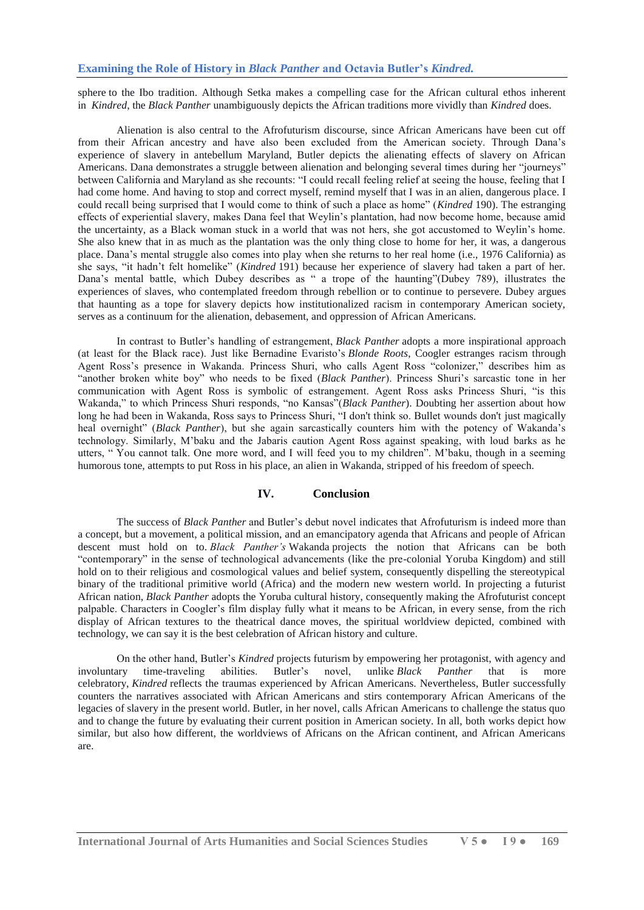sphere to the Ibo tradition. Although Setka makes a compelling case for the African cultural ethos inherent in *Kindred*, the *Black Panther* unambiguously depicts the African traditions more vividly than *Kindred* does.

Alienation is also central to the Afrofuturism discourse, since African Americans have been cut off from their African ancestry and have also been excluded from the American society. Through Dana's experience of slavery in antebellum Maryland, Butler depicts the alienating effects of slavery on African Americans. Dana demonstrates a struggle between alienation and belonging several times during her "journeys" between California and Maryland as she recounts: "I could recall feeling relief at seeing the house, feeling that I had come home. And having to stop and correct myself, remind myself that I was in an alien, dangerous place. I could recall being surprised that I would come to think of such a place as home" (*Kindred* 190). The estranging effects of experiential slavery, makes Dana feel that Weylin's plantation, had now become home, because amid the uncertainty, as a Black woman stuck in a world that was not hers, she got accustomed to Weylin's home. She also knew that in as much as the plantation was the only thing close to home for her, it was, a dangerous place. Dana's mental struggle also comes into play when she returns to her real home (i.e., 1976 California) as she says, "it hadn't felt homelike" (*Kindred* 191) because her experience of slavery had taken a part of her. Dana's mental battle, which Dubey describes as " a trope of the haunting"(Dubey 789), illustrates the experiences of slaves, who contemplated freedom through rebellion or to continue to persevere. Dubey argues that haunting as a tope for slavery depicts how institutionalized racism in contemporary American society, serves as a continuum for the alienation, debasement, and oppression of African Americans.

In contrast to Butler's handling of estrangement, *Black Panther* adopts a more inspirational approach (at least for the Black race). Just like Bernadine Evaristo's *Blonde Roots*, Coogler estranges racism through Agent Ross's presence in Wakanda. Princess Shuri, who calls Agent Ross "colonizer," describes him as "another broken white boy" who needs to be fixed (*Black Panther*). Princess Shuri's sarcastic tone in her communication with Agent Ross is symbolic of estrangement. Agent Ross asks Princess Shuri, "is this Wakanda," to which Princess Shuri responds, "no Kansas"(*Black Panther*). Doubting her assertion about how long he had been in Wakanda, Ross says to Princess Shuri, "I don't think so. Bullet wounds don't just magically heal overnight" (*Black Panther*), but she again sarcastically counters him with the potency of Wakanda's technology. Similarly, M'baku and the Jabaris caution Agent Ross against speaking, with loud barks as he utters, " You cannot talk. One more word, and I will feed you to my children". M'baku, though in a seeming humorous tone, attempts to put Ross in his place, an alien in Wakanda, stripped of his freedom of speech.

## IV. Conclusion

The success of *Black Panther* and Butler's debut novel indicates that Afrofuturism is indeed more than a concept, but a movement, a political mission, and an emancipatory agenda that Africans and people of African descent must hold on to. *Black Panther's* Wakanda projects the notion that Africans can be both "contemporary" in the sense of technological advancements (like the pre-colonial Yoruba Kingdom) and still hold on to their religious and cosmological values and belief system, consequently dispelling the stereotypical binary of the traditional primitive world (Africa) and the modern new western world. In projecting a futurist African nation, *Black Panther* adopts the Yoruba cultural history, consequently making the Afrofuturist concept palpable. Characters in Coogler's film display fully what it means to be African, in every sense, from the rich display of African textures to the theatrical dance moves, the spiritual worldview depicted, combined with technology, we can say it is the best celebration of African history and culture.

On the other hand, Butler's *Kindred* projects futurism by empowering her protagonist, with agency and involuntary time-traveling abilities. Butler's novel, unlike *Black Panther* that is more celebratory, *Kindred* reflects the traumas experienced by African Americans. Nevertheless, Butler successfully counters the narratives associated with African Americans and stirs contemporary African Americans of the legacies of slavery in the present world. Butler, in her novel, calls African Americans to challenge the status quo and to change the future by evaluating their current position in American society. In all, both works depict how similar, but also how different, the worldviews of Africans on the African continent, and African Americans are.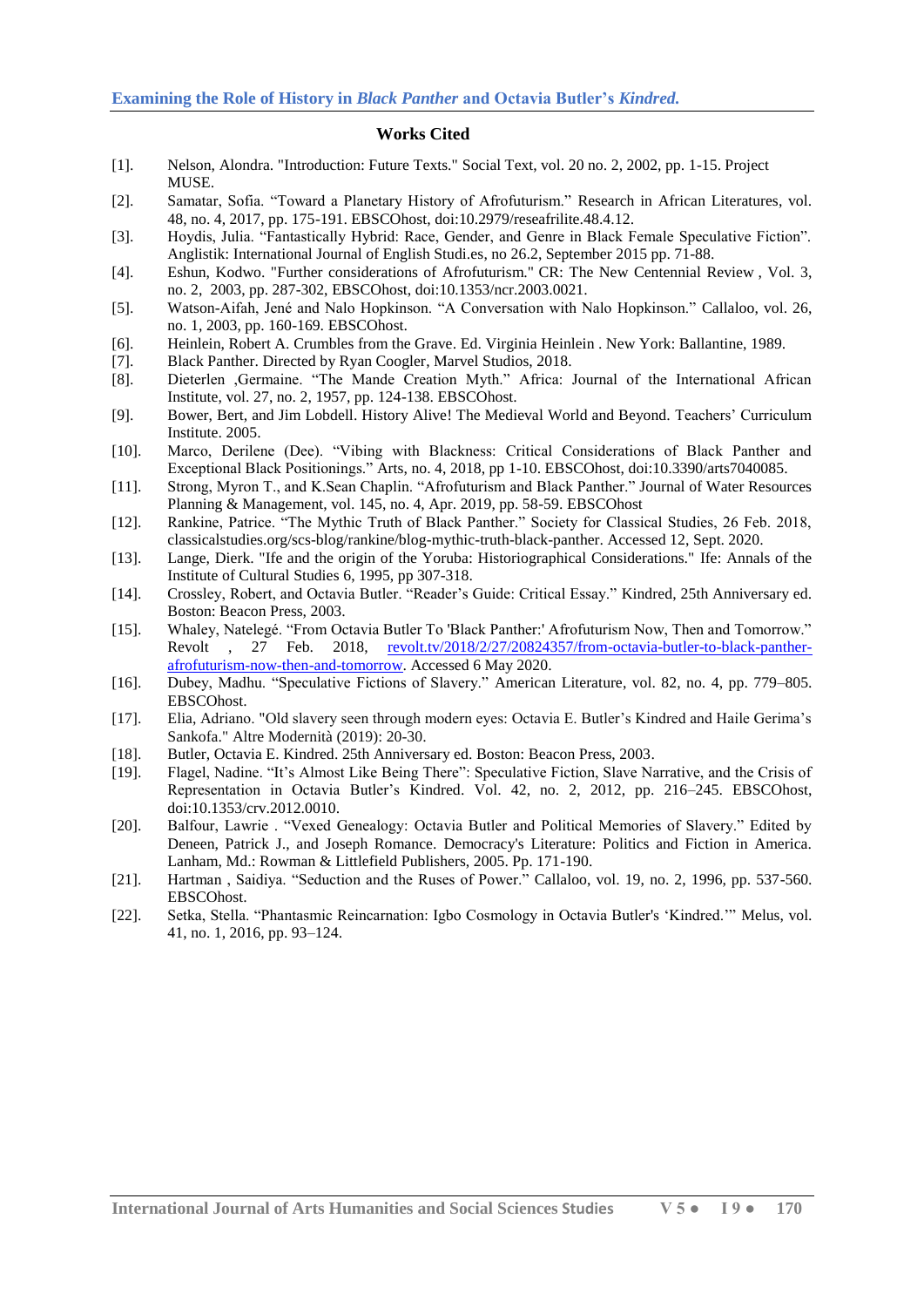## Works Cited

[1]. Nelson, Alondra. "Introduction: Future Texts." Social Text, vol. 20 no. 2, 2002, pp. 1-15. Project MUSE.

[2]. Samatar, Sofia. "Toward a Planetary History of Afrofuturism." Research in African Literatures, vol. 48, no. 4, 2017, pp. 175-191. EBSCOhost, doi:10.2979/reseafrilite.48.4.12.

[3]. Hoydis, Julia. "Fantastically Hybrid: Race, Gender, and Genre in Black Female Speculative Fiction". Anglistik: International Journal of English Studi.es, no 26.2, September 2015 pp. 71-88.

[4]. Eshun, Kodwo. "Further considerations of Afrofuturism." CR: The New Centennial Review , Vol. 3, no. 2, 2003, pp. 287-302, EBSCOhost, doi:10.1353/ncr.2003.0021.

[5]. Watson-Aifah, Jené and Nalo Hopkinson. "A Conversation with Nalo Hopkinson." Callaloo, vol. 26, no. 1, 2003, pp. 160-169. EBSCOhost.

[6]. Heinlein, Robert A. Crumbles from the Grave. Ed. Virginia Heinlein . New York: Ballantine, 1989.

[7]. Black Panther. Directed by Ryan Coogler, Marvel Studios, 2018.

[8]. Dieterlen ,Germaine. "The Mande Creation Myth." Africa: Journal of the International African Institute, vol. 27, no. 2, 1957, pp. 124-138. EBSCOhost.

[9]. Bower, Bert, and Jim Lobdell. History Alive! The Medieval World and Beyond. Teachers' Curriculum Institute. 2005.

[10]. Marco, Derilene (Dee). "Vibing with Blackness: Critical Considerations of Black Panther and Exceptional Black Positionings." Arts, no. 4, 2018, pp 1-10. EBSCOhost, doi:10.3390/arts7040085.

[11]. Strong, Myron T., and K.Sean Chaplin. "Afrofuturism and Black Panther." Journal of Water Resources Planning & Management, vol. 145, no. 4, Apr. 2019, pp. 58-59. EBSCOhost

[12]. Rankine, Patrice. "The Mythic Truth of Black Panther." Society for Classical Studies, 26 Feb. 2018, classicalstudies.org/scs-blog/rankine/blog-mythic-truth-black-panther. Accessed 12, Sept. 2020.

[13]. Lange, Dierk. "Ife and the origin of the Yoruba: Historiographical Considerations." Ife: Annals of the Institute of Cultural Studies 6, 1995, pp 307-318.

[14]. Crossley, Robert, and Octavia Butler. "Reader's Guide: Critical Essay." Kindred, 25th Anniversary ed. Boston: Beacon Press, 2003.

[15]. Whaley, Natelegé. "From Octavia Butler To 'Black Panther:' Afrofuturism Now, Then and Tomorrow." Revolt , 27 Feb. 2018, [revolt.tv/2018/2/27/20824357/from-octavia-butler-to-black-panther-afrofuturism-now-then-and-tomorrow](revolt.tv/2018/2/27/20824357/from-octavia-butler-to-black-panther-afrofuturism-now-then-and-tomorrow). Accessed 6 May 2020.

[16]. Dubey, Madhu. "Speculative Fictions of Slavery." American Literature, vol. 82, no. 4, pp. 779–805. EBSCOhost.

[17]. Elia, Adriano. "Old slavery seen through modern eyes: Octavia E. Butler's Kindred and Haile Gerima's Sankofa." Altre Modernità (2019): 20-30.

[18]. Butler, Octavia E. Kindred. 25th Anniversary ed. Boston: Beacon Press, 2003.

[19]. Flagel, Nadine. "It's Almost Like Being There": Speculative Fiction, Slave Narrative, and the Crisis of Representation in Octavia Butler's Kindred. Vol. 42, no. 2, 2012, pp. 216–245. EBSCOhost, doi:10.1353/crv.2012.0010.

[20]. Balfour, Lawrie . "Vexed Genealogy: Octavia Butler and Political Memories of Slavery." Edited by Deneen, Patrick J., and Joseph Romance. Democracy's Literature: Politics and Fiction in America. Lanham, Md.: Rowman & Littlefield Publishers, 2005. Pp. 171-190.

[21]. Hartman , Saidiya. "Seduction and the Ruses of Power." Callaloo, vol. 19, no. 2, 1996, pp. 537-560. EBSCOhost.

[22]. Setka, Stella. "Phantasmic Reincarnation: Igbo Cosmology in Octavia Butler's 'Kindred.'" Melus, vol. 41, no. 1, 2016, pp. 93–124.